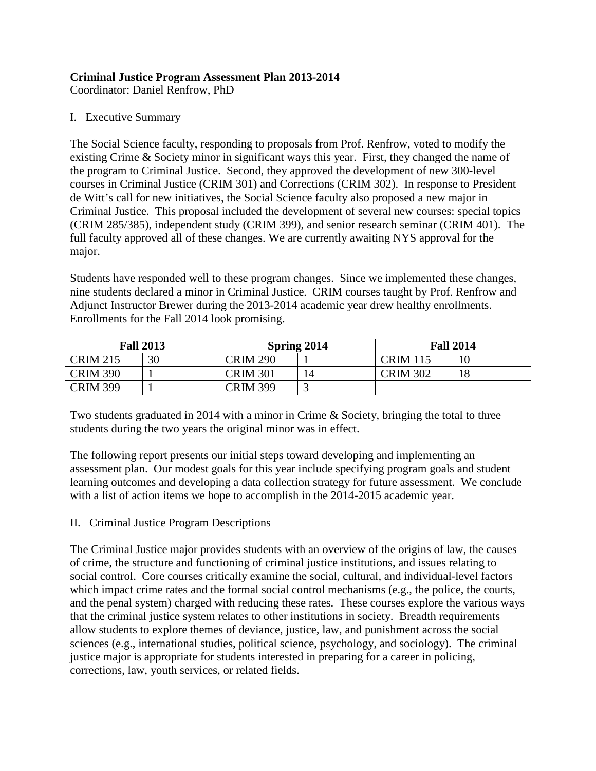**Criminal Justice Program Assessment Plan 2013-2014**
Coordinator: Daniel Renfrow, PhD

I. Executive Summary

The Social Science faculty, responding to proposals from Prof. Renfrow, voted to modify the existing Crime & Society minor in significant ways this year. First, they changed the name of the program to Criminal Justice. Second, they approved the development of new 300-level courses in Criminal Justice (CRIM 301) and Corrections (CRIM 302). In response to President de Witt's call for new initiatives, the Social Science faculty also proposed a new major in Criminal Justice. This proposal included the development of several new courses: special topics (CRIM 285/385), independent study (CRIM 399), and senior research seminar (CRIM 401). The full faculty approved all of these changes. We are currently awaiting NYS approval for the major.

Students have responded well to these program changes. Since we implemented these changes, nine students declared a minor in Criminal Justice. CRIM courses taught by Prof. Renfrow and Adjunct Instructor Brewer during the 2013-2014 academic year drew healthy enrollments. Enrollments for the Fall 2014 look promising.

| Fall 2013 | | Spring 2014 | | Fall 2014 | |
|---|---|---|---|---|---|
| CRIM 215 | 30 | CRIM 290 | 1 | CRIM 115 | 10 |
| CRIM 390 | 1 | CRIM 301 | 14 | CRIM 302 | 18 |
| CRIM 399 | 1 | CRIM 399 | 3 | | |

Two students graduated in 2014 with a minor in Crime & Society, bringing the total to three students during the two years the original minor was in effect.

The following report presents our initial steps toward developing and implementing an assessment plan. Our modest goals for this year include specifying program goals and student learning outcomes and developing a data collection strategy for future assessment. We conclude with a list of action items we hope to accomplish in the 2014-2015 academic year.

II. Criminal Justice Program Descriptions

The Criminal Justice major provides students with an overview of the origins of law, the causes of crime, the structure and functioning of criminal justice institutions, and issues relating to social control. Core courses critically examine the social, cultural, and individual-level factors which impact crime rates and the formal social control mechanisms (e.g., the police, the courts, and the penal system) charged with reducing these rates. These courses explore the various ways that the criminal justice system relates to other institutions in society. Breadth requirements allow students to explore themes of deviance, justice, law, and punishment across the social sciences (e.g., international studies, political science, psychology, and sociology). The criminal justice major is appropriate for students interested in preparing for a career in policing, corrections, law, youth services, or related fields.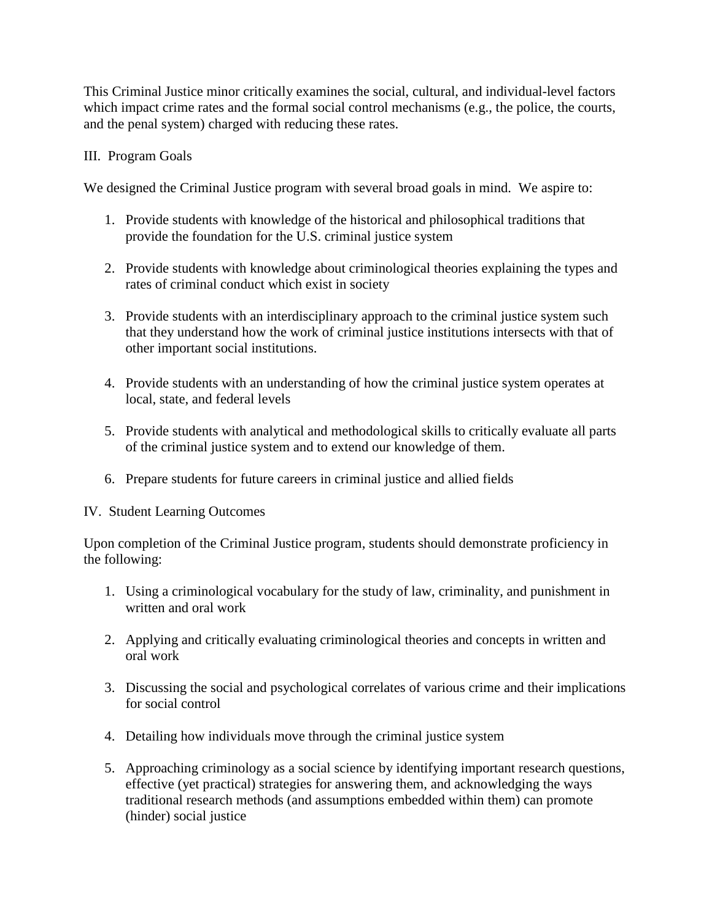This Criminal Justice minor critically examines the social, cultural, and individual-level factors which impact crime rates and the formal social control mechanisms (e.g., the police, the courts, and the penal system) charged with reducing these rates.

## III. Program Goals

We designed the Criminal Justice program with several broad goals in mind. We aspire to:

1. Provide students with knowledge of the historical and philosophical traditions that provide the foundation for the U.S. criminal justice system

2. Provide students with knowledge about criminological theories explaining the types and rates of criminal conduct which exist in society

3. Provide students with an interdisciplinary approach to the criminal justice system such that they understand how the work of criminal justice institutions intersects with that of other important social institutions.

4. Provide students with an understanding of how the criminal justice system operates at local, state, and federal levels

5. Provide students with analytical and methodological skills to critically evaluate all parts of the criminal justice system and to extend our knowledge of them.

6. Prepare students for future careers in criminal justice and allied fields

## IV. Student Learning Outcomes

Upon completion of the Criminal Justice program, students should demonstrate proficiency in the following:

1. Using a criminological vocabulary for the study of law, criminality, and punishment in written and oral work

2. Applying and critically evaluating criminological theories and concepts in written and oral work

3. Discussing the social and psychological correlates of various crime and their implications for social control

4. Detailing how individuals move through the criminal justice system

5. Approaching criminology as a social science by identifying important research questions, effective (yet practical) strategies for answering them, and acknowledging the ways traditional research methods (and assumptions embedded within them) can promote (hinder) social justice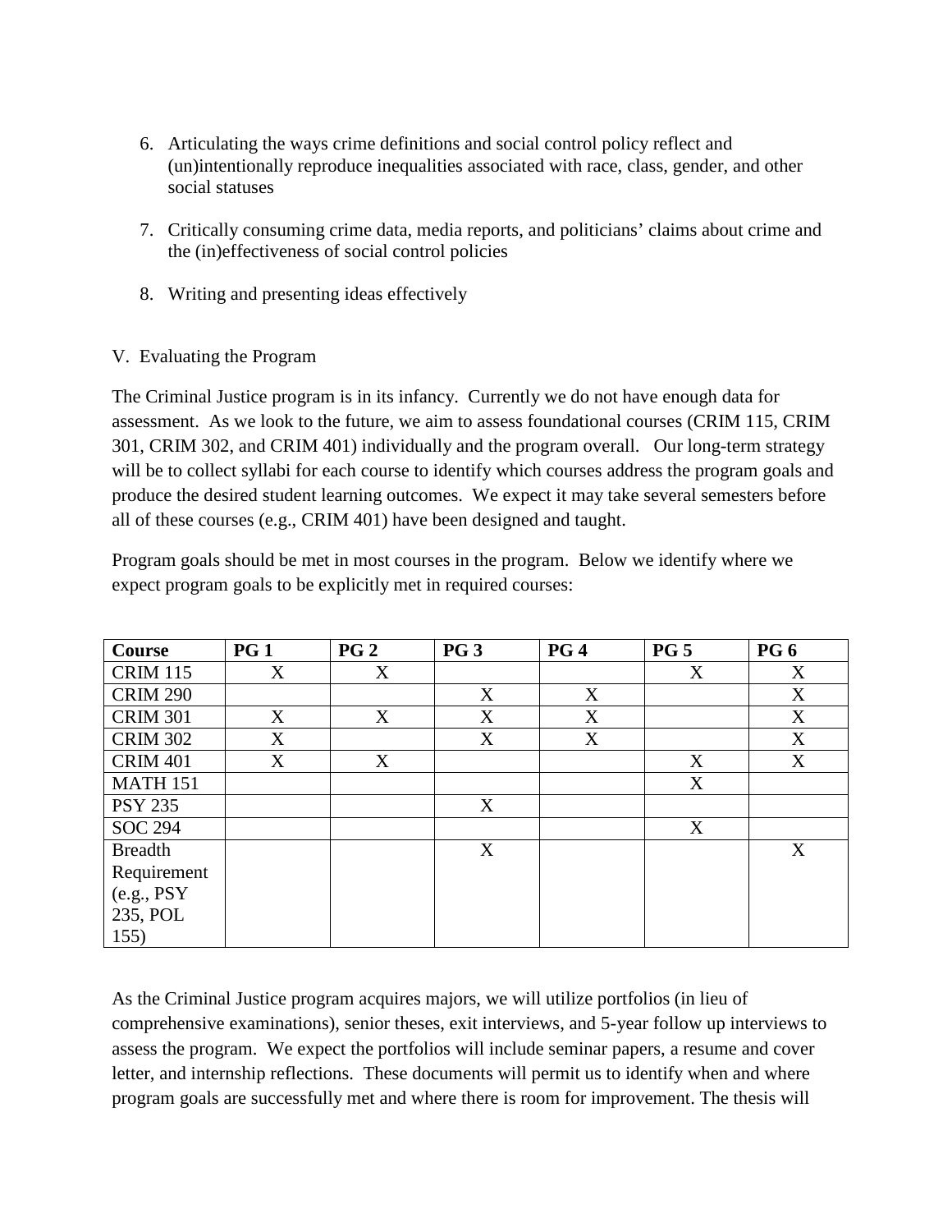6. Articulating the ways crime definitions and social control policy reflect and (un)intentionally reproduce inequalities associated with race, class, gender, and other social statuses

7. Critically consuming crime data, media reports, and politicians' claims about crime and the (in)effectiveness of social control policies

8. Writing and presenting ideas effectively

V. Evaluating the Program

The Criminal Justice program is in its infancy. Currently we do not have enough data for assessment. As we look to the future, we aim to assess foundational courses (CRIM 115, CRIM 301, CRIM 302, and CRIM 401) individually and the program overall. Our long-term strategy will be to collect syllabi for each course to identify which courses address the program goals and produce the desired student learning outcomes. We expect it may take several semesters before all of these courses (e.g., CRIM 401) have been designed and taught.

Program goals should be met in most courses in the program. Below we identify where we expect program goals to be explicitly met in required courses:

| Course | PG 1 | PG 2 | PG 3 | PG 4 | PG 5 | PG 6 |
|---|---|---|---|---|---|---|
| CRIM 115 | X | X | | | X | X |
| CRIM 290 | | | X | X | | X |
| CRIM 301 | X | X | X | X | | X |
| CRIM 302 | X | | X | X | | X |
| CRIM 401 | X | X | | | X | X |
| MATH 151 | | | | | X | |
| PSY 235 | | | X | | | |
| SOC 294 | | | | | X | |
| Breadth Requirement (e.g., PSY 235, POL 155) | | | X | | | X |

As the Criminal Justice program acquires majors, we will utilize portfolios (in lieu of comprehensive examinations), senior theses, exit interviews, and 5-year follow up interviews to assess the program. We expect the portfolios will include seminar papers, a resume and cover letter, and internship reflections. These documents will permit us to identify when and where program goals are successfully met and where there is room for improvement. The thesis will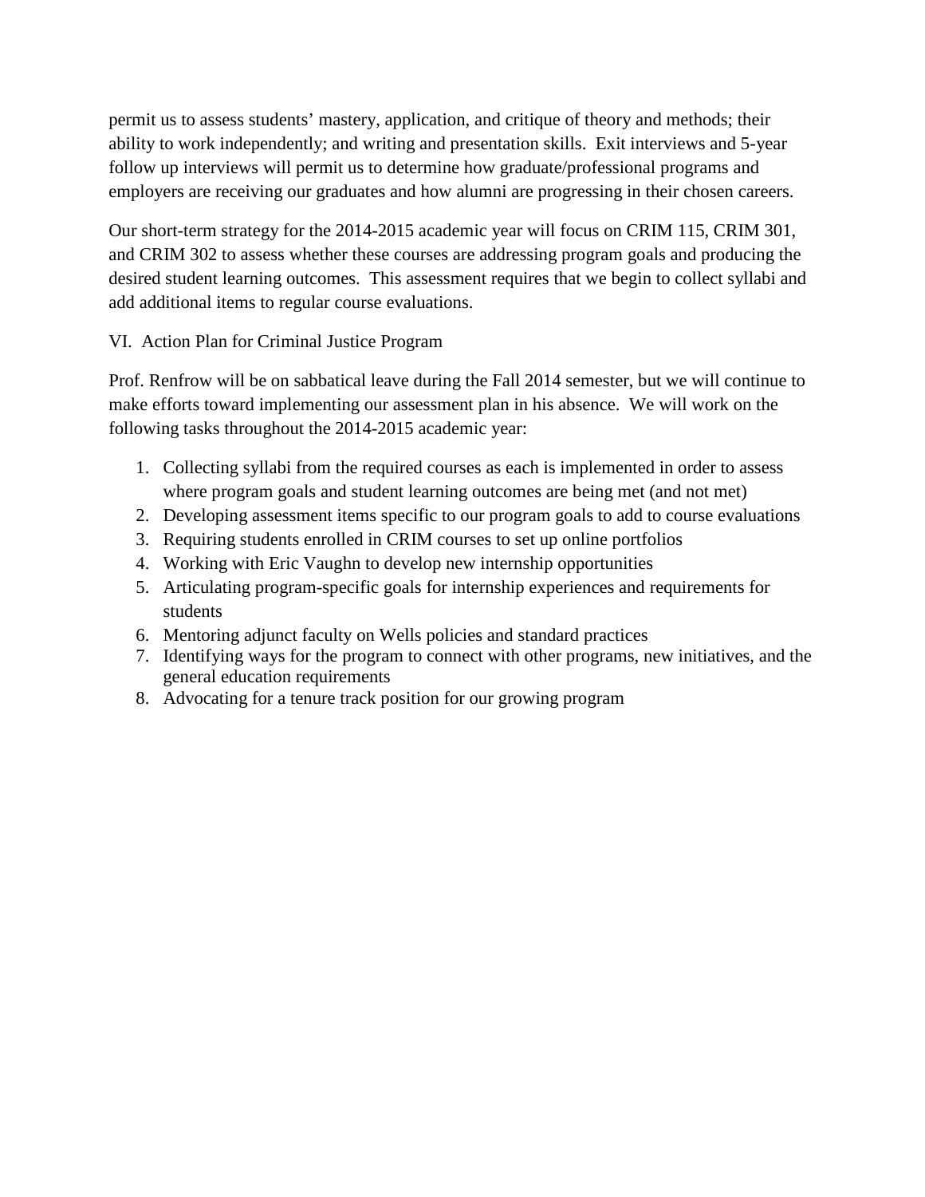permit us to assess students' mastery, application, and critique of theory and methods; their ability to work independently; and writing and presentation skills. Exit interviews and 5-year follow up interviews will permit us to determine how graduate/professional programs and employers are receiving our graduates and how alumni are progressing in their chosen careers.

Our short-term strategy for the 2014-2015 academic year will focus on CRIM 115, CRIM 301, and CRIM 302 to assess whether these courses are addressing program goals and producing the desired student learning outcomes. This assessment requires that we begin to collect syllabi and add additional items to regular course evaluations.

## VI. Action Plan for Criminal Justice Program

Prof. Renfrow will be on sabbatical leave during the Fall 2014 semester, but we will continue to make efforts toward implementing our assessment plan in his absence. We will work on the following tasks throughout the 2014-2015 academic year:

1. Collecting syllabi from the required courses as each is implemented in order to assess where program goals and student learning outcomes are being met (and not met)
2. Developing assessment items specific to our program goals to add to course evaluations
3. Requiring students enrolled in CRIM courses to set up online portfolios
4. Working with Eric Vaughn to develop new internship opportunities
5. Articulating program-specific goals for internship experiences and requirements for students
6. Mentoring adjunct faculty on Wells policies and standard practices
7. Identifying ways for the program to connect with other programs, new initiatives, and the general education requirements
8. Advocating for a tenure track position for our growing program